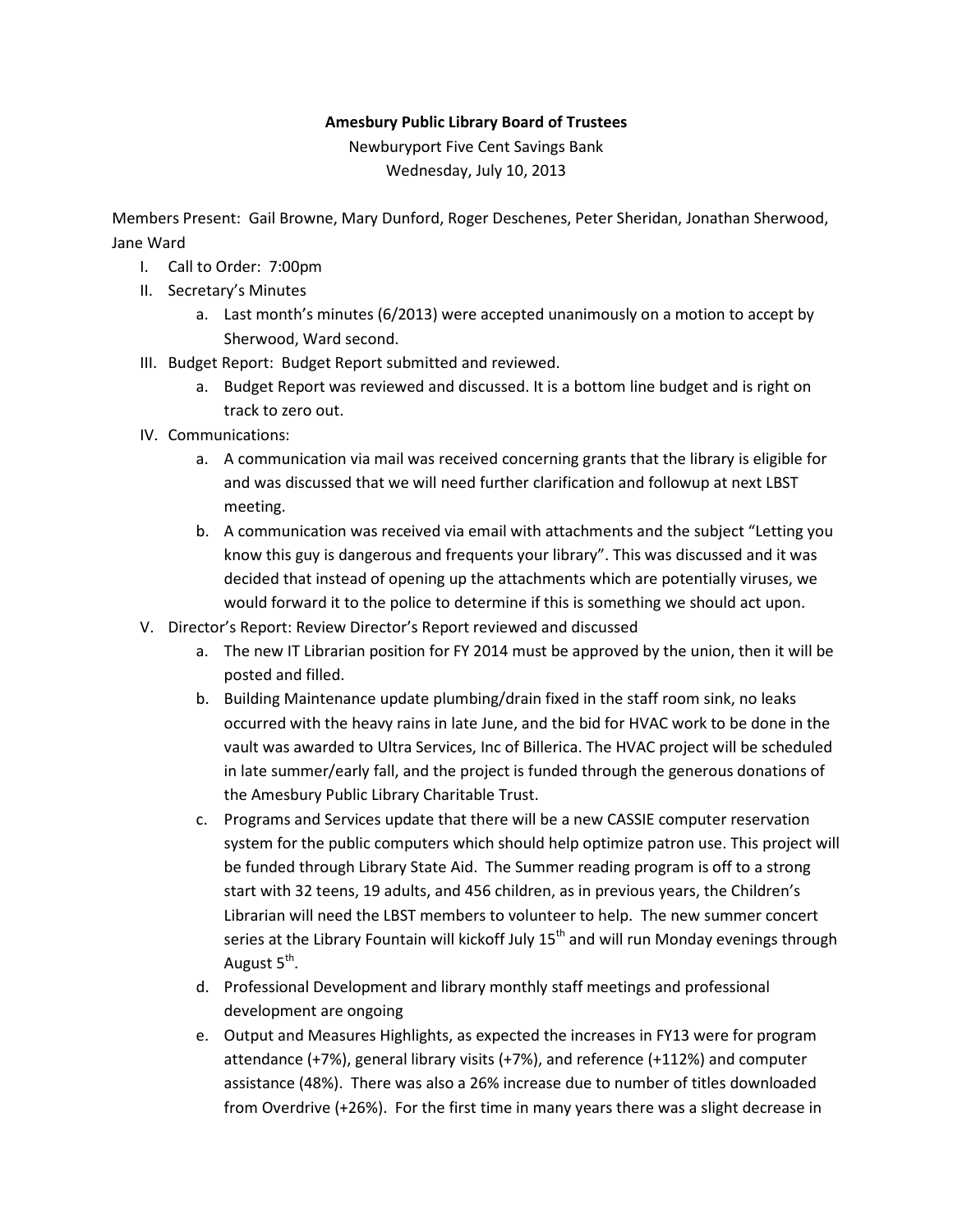**Amesbury Public Library Board of Trustees**

Newburyport Five Cent Savings Bank

Wednesday, July 10, 2013

Members Present: Gail Browne, Mary Dunford, Roger Deschenes, Peter Sheridan, Jonathan Sherwood, Jane Ward

I. Call to Order: 7:00pm
II. Secretary's Minutes
    a. Last month's minutes (6/2013) were accepted unanimously on a motion to accept by Sherwood, Ward second.
III. Budget Report: Budget Report submitted and reviewed.
    a. Budget Report was reviewed and discussed. It is a bottom line budget and is right on track to zero out.
IV. Communications:
    a. A communication via mail was received concerning grants that the library is eligible for and was discussed that we will need further clarification and followup at next LBST meeting.
    b. A communication was received via email with attachments and the subject "Letting you know this guy is dangerous and frequents your library". This was discussed and it was decided that instead of opening up the attachments which are potentially viruses, we would forward it to the police to determine if this is something we should act upon.
V. Director's Report: Review Director's Report reviewed and discussed
    a. The new IT Librarian position for FY 2014 must be approved by the union, then it will be posted and filled.
    b. Building Maintenance update plumbing/drain fixed in the staff room sink, no leaks occurred with the heavy rains in late June, and the bid for HVAC work to be done in the vault was awarded to Ultra Services, Inc of Billerica. The HVAC project will be scheduled in late summer/early fall, and the project is funded through the generous donations of the Amesbury Public Library Charitable Trust.
    c. Programs and Services update that there will be a new CASSIE computer reservation system for the public computers which should help optimize patron use. This project will be funded through Library State Aid. The Summer reading program is off to a strong start with 32 teens, 19 adults, and 456 children, as in previous years, the Children's Librarian will need the LBST members to volunteer to help. The new summer concert series at the Library Fountain will kickoff July 15th and will run Monday evenings through August 5th.
    d. Professional Development and library monthly staff meetings and professional development are ongoing
    e. Output and Measures Highlights, as expected the increases in FY13 were for program attendance (+7%), general library visits (+7%), and reference (+112%) and computer assistance (48%). There was also a 26% increase due to number of titles downloaded from Overdrive (+26%). For the first time in many years there was a slight decrease in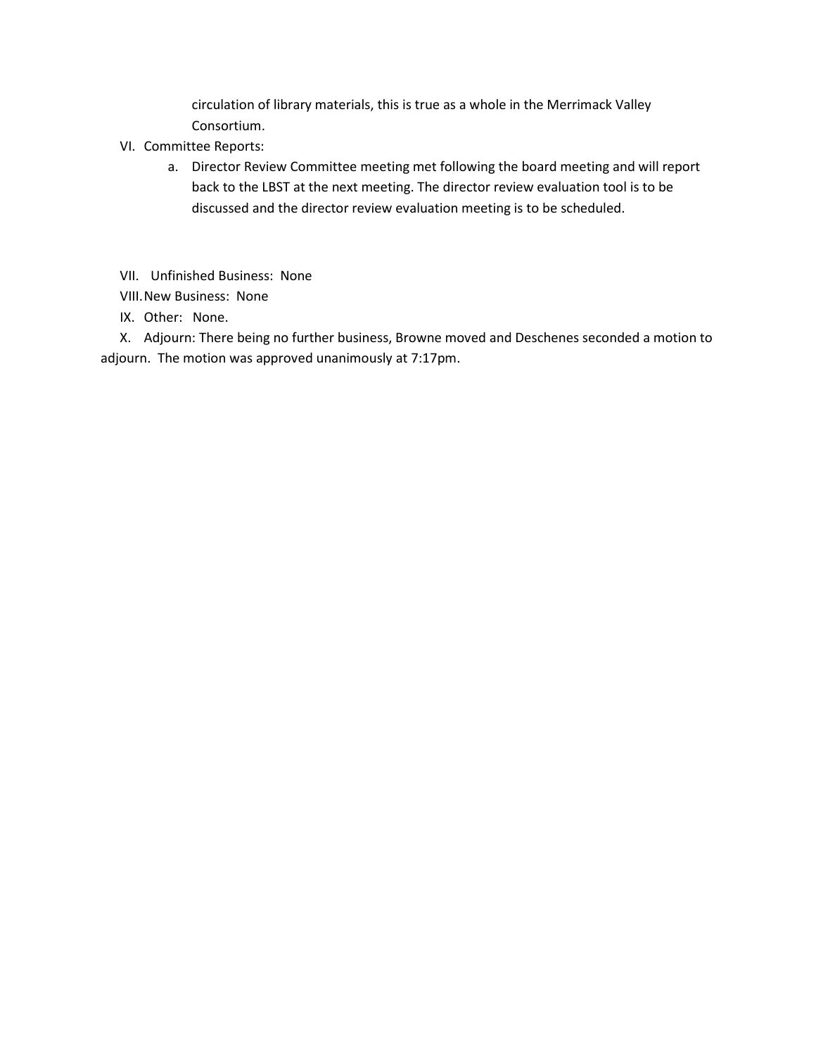circulation of library materials, this is true as a whole in the Merrimack Valley Consortium.

VI. Committee Reports:

  a. Director Review Committee meeting met following the board meeting and will report back to the LBST at the next meeting. The director review evaluation tool is to be discussed and the director review evaluation meeting is to be scheduled.

VII. Unfinished Business: None

VIII. New Business: None

IX. Other: None.

X. Adjourn: There being no further business, Browne moved and Deschenes seconded a motion to adjourn. The motion was approved unanimously at 7:17pm.